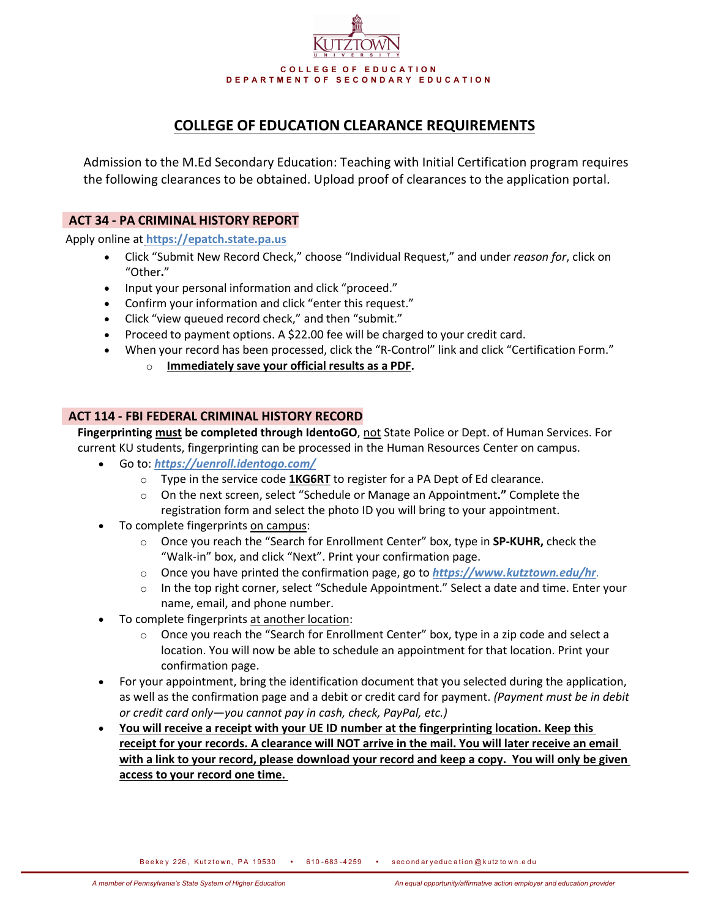KUTZTOWN UNIVERSITY

COLLEGE OF EDUCATION
DEPARTMENT OF SECONDARY EDUCATION

# COLLEGE OF EDUCATION CLEARANCE REQUIREMENTS

Admission to the M.Ed Secondary Education: Teaching with Initial Certification program requires the following clearances to be obtained. Upload proof of clearances to the application portal.

## ACT 34 - PA CRIMINAL HISTORY REPORT

Apply online at **https://epatch.state.pa.us**

- Click "Submit New Record Check," choose "Individual Request," and under *reason for*, click on "Other**.**"
- Input your personal information and click "proceed."
- Confirm your information and click "enter this request."
- Click "view queued record check," and then "submit."
- Proceed to payment options. A $22.00 fee will be charged to your credit card.
- When your record has been processed, click the "R-Control" link and click "Certification Form."
  - **Immediately save your official results as a PDF.**

## ACT 114 - FBI FEDERAL CRIMINAL HISTORY RECORD

**Fingerprinting must be completed through IdentoGO**, not State Police or Dept. of Human Services. For current KU students, fingerprinting can be processed in the Human Resources Center on campus.

- Go to: ***https://uenroll.identogo.com/***
  - Type in the service code **1KG6RT** to register for a PA Dept of Ed clearance.
  - On the next screen, select "Schedule or Manage an Appointment**."** Complete the registration form and select the photo ID you will bring to your appointment.
- To complete fingerprints on campus:
  - Once you reach the "Search for Enrollment Center" box, type in **SP-KUHR,** check the "Walk-in" box, and click "Next". Print your confirmation page.
  - Once you have printed the confirmation page, go to ***https://www.kutztown.edu/hr***.
  - In the top right corner, select "Schedule Appointment." Select a date and time. Enter your name, email, and phone number.
- To complete fingerprints at another location:
  - Once you reach the "Search for Enrollment Center" box, type in a zip code and select a location. You will now be able to schedule an appointment for that location. Print your confirmation page.
- For your appointment, bring the identification document that you selected during the application, as well as the confirmation page and a debit or credit card for payment. *(Payment must be in debit or credit card only—you cannot pay in cash, check, PayPal, etc.)*
- **You will receive a receipt with your UE ID number at the fingerprinting location. Keep this receipt for your records. A clearance will NOT arrive in the mail. You will later receive an email with a link to your record, please download your record and keep a copy. You will only be given access to your record one time.**

Beekey 226, Kutztown, PA 19530 • 610-683-4259 • secondaryeducation@kutztown.edu

*A member of Pennsylvania's State System of Higher Education* — *An equal opportunity/affirmative action employer and education provider*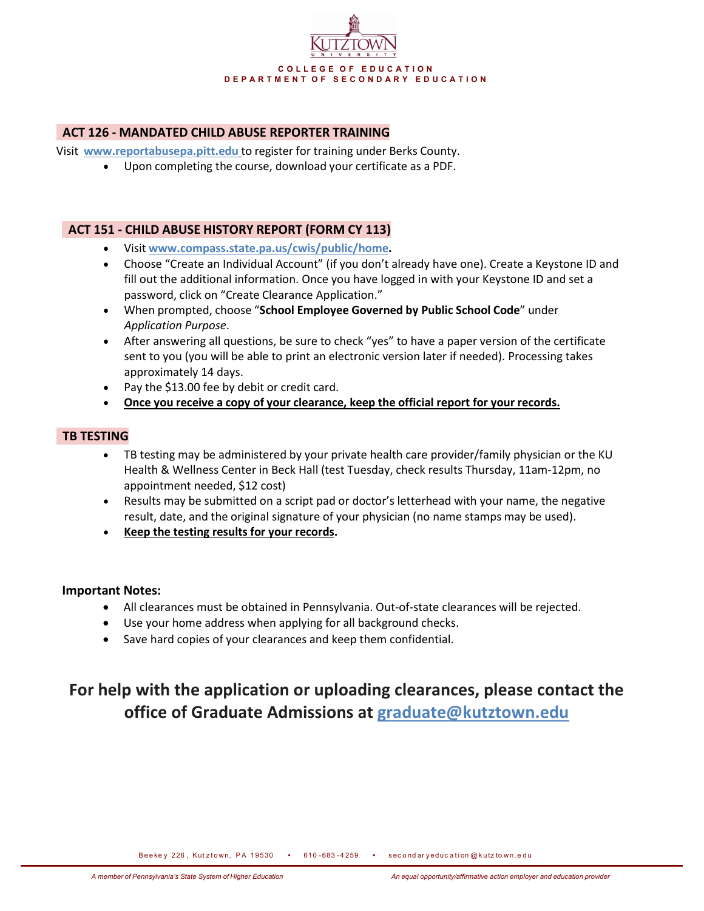COLLEGE OF EDUCATION
DEPARTMENT OF SECONDARY EDUCATION

## ACT 126 - MANDATED CHILD ABUSE REPORTER TRAINING

Visit **www.reportabusepa.pitt.edu** to register for training under Berks County.

- Upon completing the course, download your certificate as a PDF.

## ACT 151 - CHILD ABUSE HISTORY REPORT (FORM CY 113)

- Visit **www.compass.state.pa.us/cwis/public/home.**
- Choose "Create an Individual Account" (if you don't already have one). Create a Keystone ID and fill out the additional information. Once you have logged in with your Keystone ID and set a password, click on "Create Clearance Application."
- When prompted, choose "**School Employee Governed by Public School Code**" under *Application Purpose*.
- After answering all questions, be sure to check "yes" to have a paper version of the certificate sent to you (you will be able to print an electronic version later if needed). Processing takes approximately 14 days.
- Pay the $13.00 fee by debit or credit card.
- **Once you receive a copy of your clearance, keep the official report for your records.**

## TB TESTING

- TB testing may be administered by your private health care provider/family physician or the KU Health & Wellness Center in Beck Hall (test Tuesday, check results Thursday, 11am-12pm, no appointment needed, $12 cost)
- Results may be submitted on a script pad or doctor's letterhead with your name, the negative result, date, and the original signature of your physician (no name stamps may be used).
- **Keep the testing results for your records.**

**Important Notes:**

- All clearances must be obtained in Pennsylvania. Out-of-state clearances will be rejected.
- Use your home address when applying for all background checks.
- Save hard copies of your clearances and keep them confidential.

## For help with the application or uploading clearances, please contact the office of Graduate Admissions at graduate@kutztown.edu

Beekey 226, Kutztown, PA 19530 • 610-683-4259 • secondaryeducation@kutztown.edu

*A member of Pennsylvania's State System of Higher Education* *An equal opportunity/affirmative action employer and education provider*